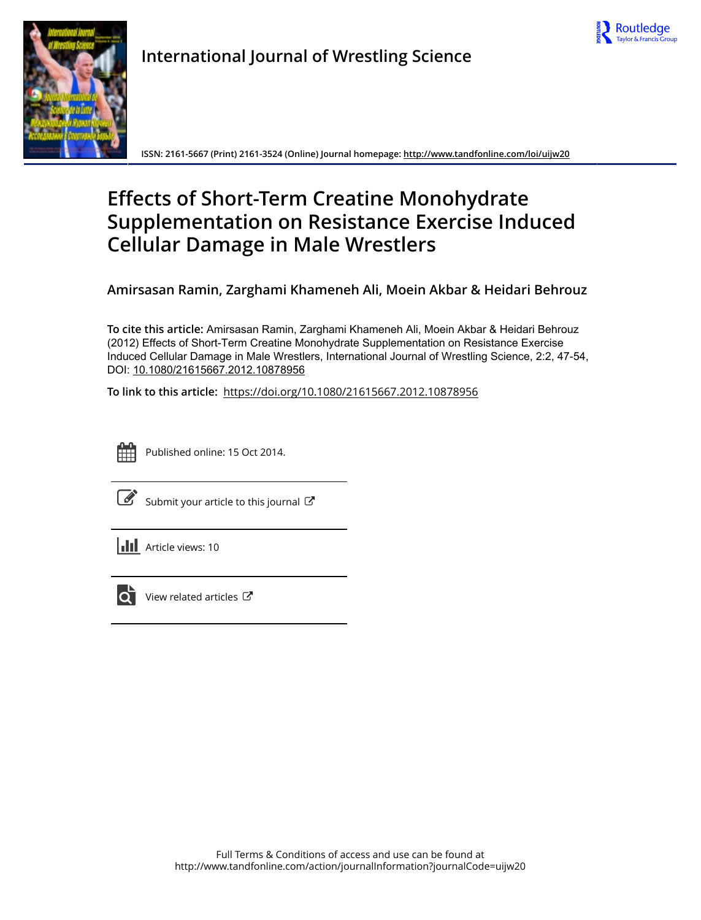International Journal of Wrestling Science

ISSN: 2161-5667 (Print) 2161-3524 (Online) Journal homepage: http://www.tandfonline.com/loi/uijw20

# Effects of Short-Term Creatine Monohydrate Supplementation on Resistance Exercise Induced Cellular Damage in Male Wrestlers

**Amirsasan Ramin, Zarghami Khameneh Ali, Moein Akbar & Heidari Behrouz**

**To cite this article:** Amirsasan Ramin, Zarghami Khameneh Ali, Moein Akbar & Heidari Behrouz (2012) Effects of Short-Term Creatine Monohydrate Supplementation on Resistance Exercise Induced Cellular Damage in Male Wrestlers, International Journal of Wrestling Science, 2:2, 47-54, DOI: 10.1080/21615667.2012.10878956

**To link to this article:** https://doi.org/10.1080/21615667.2012.10878956

Published online: 15 Oct 2014.

Submit your article to this journal

Article views: 10

View related articles

Full Terms & Conditions of access and use can be found at http://www.tandfonline.com/action/journalInformation?journalCode=uijw20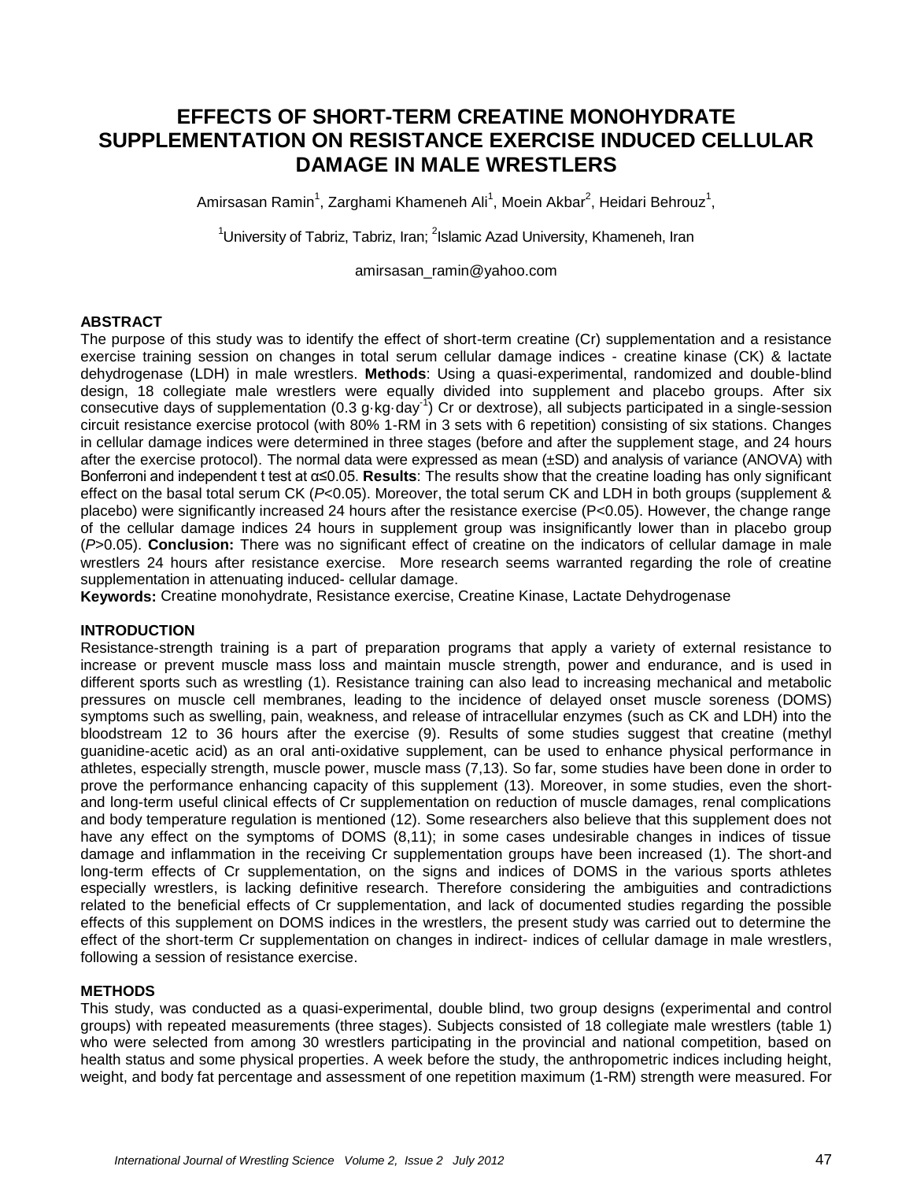# EFFECTS OF SHORT-TERM CREATINE MONOHYDRATE SUPPLEMENTATION ON RESISTANCE EXERCISE INDUCED CELLULAR DAMAGE IN MALE WRESTLERS

Amirsasan Ramin[1], Zarghami Khameneh Ali[1], Moein Akbar[2], Heidari Behrouz[1],

[1]University of Tabriz, Tabriz, Iran; [2]Islamic Azad University, Khameneh, Iran

amirsasan_ramin@yahoo.com

## ABSTRACT

The purpose of this study was to identify the effect of short-term creatine (Cr) supplementation and a resistance exercise training session on changes in total serum cellular damage indices - creatine kinase (CK) & lactate dehydrogenase (LDH) in male wrestlers. **Methods**: Using a quasi-experimental, randomized and double-blind design, 18 collegiate male wrestlers were equally divided into supplement and placebo groups. After six consecutive days of supplementation ($0.3\ g \cdot kg \cdot day^{-1}$) Cr or dextrose), all subjects participated in a single-session circuit resistance exercise protocol (with 80% 1-RM in 3 sets with 6 repetition) consisting of six stations. Changes in cellular damage indices were determined in three stages (before and after the supplement stage, and 24 hours after the exercise protocol). The normal data were expressed as mean (±SD) and analysis of variance (ANOVA) with Bonferroni and independent t test at $\alpha \leq 0.05$. **Results**: The results show that the creatine loading has only significant effect on the basal total serum CK ($P<0.05$). Moreover, the total serum CK and LDH in both groups (supplement & placebo) were significantly increased 24 hours after the resistance exercise ($P<0.05$). However, the change range of the cellular damage indices 24 hours in supplement group was insignificantly lower than in placebo group ($P>0.05$). **Conclusion:** There was no significant effect of creatine on the indicators of cellular damage in male wrestlers 24 hours after resistance exercise. More research seems warranted regarding the role of creatine supplementation in attenuating induced- cellular damage.

**Keywords:** Creatine monohydrate, Resistance exercise, Creatine Kinase, Lactate Dehydrogenase

## INTRODUCTION

Resistance-strength training is a part of preparation programs that apply a variety of external resistance to increase or prevent muscle mass loss and maintain muscle strength, power and endurance, and is used in different sports such as wrestling (1). Resistance training can also lead to increasing mechanical and metabolic pressures on muscle cell membranes, leading to the incidence of delayed onset muscle soreness (DOMS) symptoms such as swelling, pain, weakness, and release of intracellular enzymes (such as CK and LDH) into the bloodstream 12 to 36 hours after the exercise (9). Results of some studies suggest that creatine (methyl guanidine-acetic acid) as an oral anti-oxidative supplement, can be used to enhance physical performance in athletes, especially strength, muscle power, muscle mass (7,13). So far, some studies have been done in order to prove the performance enhancing capacity of this supplement (13). Moreover, in some studies, even the short- and long-term useful clinical effects of Cr supplementation on reduction of muscle damages, renal complications and body temperature regulation is mentioned (12). Some researchers also believe that this supplement does not have any effect on the symptoms of DOMS (8,11); in some cases undesirable changes in indices of tissue damage and inflammation in the receiving Cr supplementation groups have been increased (1). The short-and long-term effects of Cr supplementation, on the signs and indices of DOMS in the various sports athletes especially wrestlers, is lacking definitive research. Therefore considering the ambiguities and contradictions related to the beneficial effects of Cr supplementation, and lack of documented studies regarding the possible effects of this supplement on DOMS indices in the wrestlers, the present study was carried out to determine the effect of the short-term Cr supplementation on changes in indirect- indices of cellular damage in male wrestlers, following a session of resistance exercise.

## METHODS

This study, was conducted as a quasi-experimental, double blind, two group designs (experimental and control groups) with repeated measurements (three stages). Subjects consisted of 18 collegiate male wrestlers (table 1) who were selected from among 30 wrestlers participating in the provincial and national competition, based on health status and some physical properties. A week before the study, the anthropometric indices including height, weight, and body fat percentage and assessment of one repetition maximum (1-RM) strength were measured. For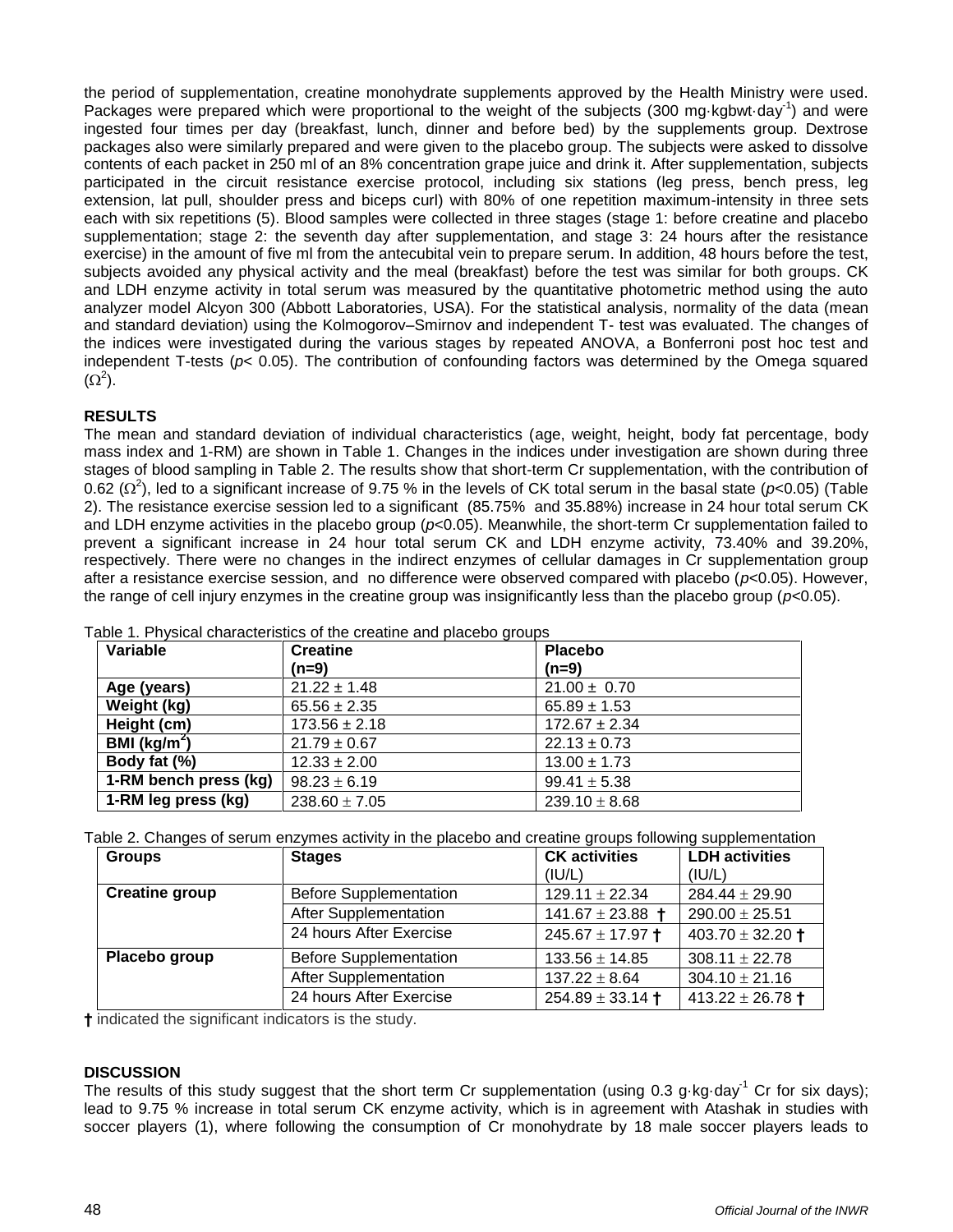the period of supplementation, creatine monohydrate supplements approved by the Health Ministry were used. Packages were prepared which were proportional to the weight of the subjects (300 mg·kgbwt·day$^{-1}$) and were ingested four times per day (breakfast, lunch, dinner and before bed) by the supplements group. Dextrose packages also were similarly prepared and were given to the placebo group. The subjects were asked to dissolve contents of each packet in 250 ml of an 8% concentration grape juice and drink it. After supplementation, subjects participated in the circuit resistance exercise protocol, including six stations (leg press, bench press, leg extension, lat pull, shoulder press and biceps curl) with 80% of one repetition maximum-intensity in three sets each with six repetitions (5). Blood samples were collected in three stages (stage 1: before creatine and placebo supplementation; stage 2: the seventh day after supplementation, and stage 3: 24 hours after the resistance exercise) in the amount of five ml from the antecubital vein to prepare serum. In addition, 48 hours before the test, subjects avoided any physical activity and the meal (breakfast) before the test was similar for both groups. CK and LDH enzyme activity in total serum was measured by the quantitative photometric method using the auto analyzer model Alcyon 300 (Abbott Laboratories, USA). For the statistical analysis, normality of the data (mean and standard deviation) using the Kolmogorov–Smirnov and independent T- test was evaluated. The changes of the indices were investigated during the various stages by repeated ANOVA, a Bonferroni post hoc test and independent T-tests ($p$< 0.05). The contribution of confounding factors was determined by the Omega squared ($\Omega^2$).

## RESULTS

The mean and standard deviation of individual characteristics (age, weight, height, body fat percentage, body mass index and 1-RM) are shown in Table 1. Changes in the indices under investigation are shown during three stages of blood sampling in Table 2. The results show that short-term Cr supplementation, with the contribution of 0.62 ($\Omega^2$), led to a significant increase of 9.75 % in the levels of CK total serum in the basal state ($p$<0.05) (Table 2). The resistance exercise session led to a significant (85.75% and 35.88%) increase in 24 hour total serum CK and LDH enzyme activities in the placebo group ($p$<0.05). Meanwhile, the short-term Cr supplementation failed to prevent a significant increase in 24 hour total serum CK and LDH enzyme activity, 73.40% and 39.20%, respectively. There were no changes in the indirect enzymes of cellular damages in Cr supplementation group after a resistance exercise session, and no difference were observed compared with placebo ($p$<0.05). However, the range of cell injury enzymes in the creatine group was insignificantly less than the placebo group ($p$<0.05).

Table 1. Physical characteristics of the creatine and placebo groups

| Variable | Creatine (n=9) | Placebo (n=9) |
|---|---|---|
| Age (years) | 21.22 ± 1.48 | 21.00 ± 0.70 |
| Weight (kg) | 65.56 ± 2.35 | 65.89 ± 1.53 |
| Height (cm) | 173.56 ± 2.18 | 172.67 ± 2.34 |
| BMI (kg/m$^2$) | 21.79 ± 0.67 | 22.13 ± 0.73 |
| Body fat (%) | 12.33 ± 2.00 | 13.00 ± 1.73 |
| 1-RM bench press (kg) | 98.23 ± 6.19 | 99.41 ± 5.38 |
| 1-RM leg press (kg) | 238.60 ± 7.05 | 239.10 ± 8.68 |

Table 2. Changes of serum enzymes activity in the placebo and creatine groups following supplementation

| Groups | Stages | CK activities (IU/L) | LDH activities (IU/L) |
|---|---|---|---|
| Creatine group | Before Supplementation | 129.11 ± 22.34 | 284.44 ± 29.90 |
| | After Supplementation | 141.67 ± 23.88 † | 290.00 ± 25.51 |
| | 24 hours After Exercise | 245.67 ± 17.97 † | 403.70 ± 32.20 † |
| Placebo group | Before Supplementation | 133.56 ± 14.85 | 308.11 ± 22.78 |
| | After Supplementation | 137.22 ± 8.64 | 304.10 ± 21.16 |
| | 24 hours After Exercise | 254.89 ± 33.14 † | 413.22 ± 26.78 † |

† indicated the significant indicators is the study.

## DISCUSSION

The results of this study suggest that the short term Cr supplementation (using 0.3 g·kg·day$^{-1}$ Cr for six days); lead to 9.75 % increase in total serum CK enzyme activity, which is in agreement with Atashak in studies with soccer players (1), where following the consumption of Cr monohydrate by 18 male soccer players leads to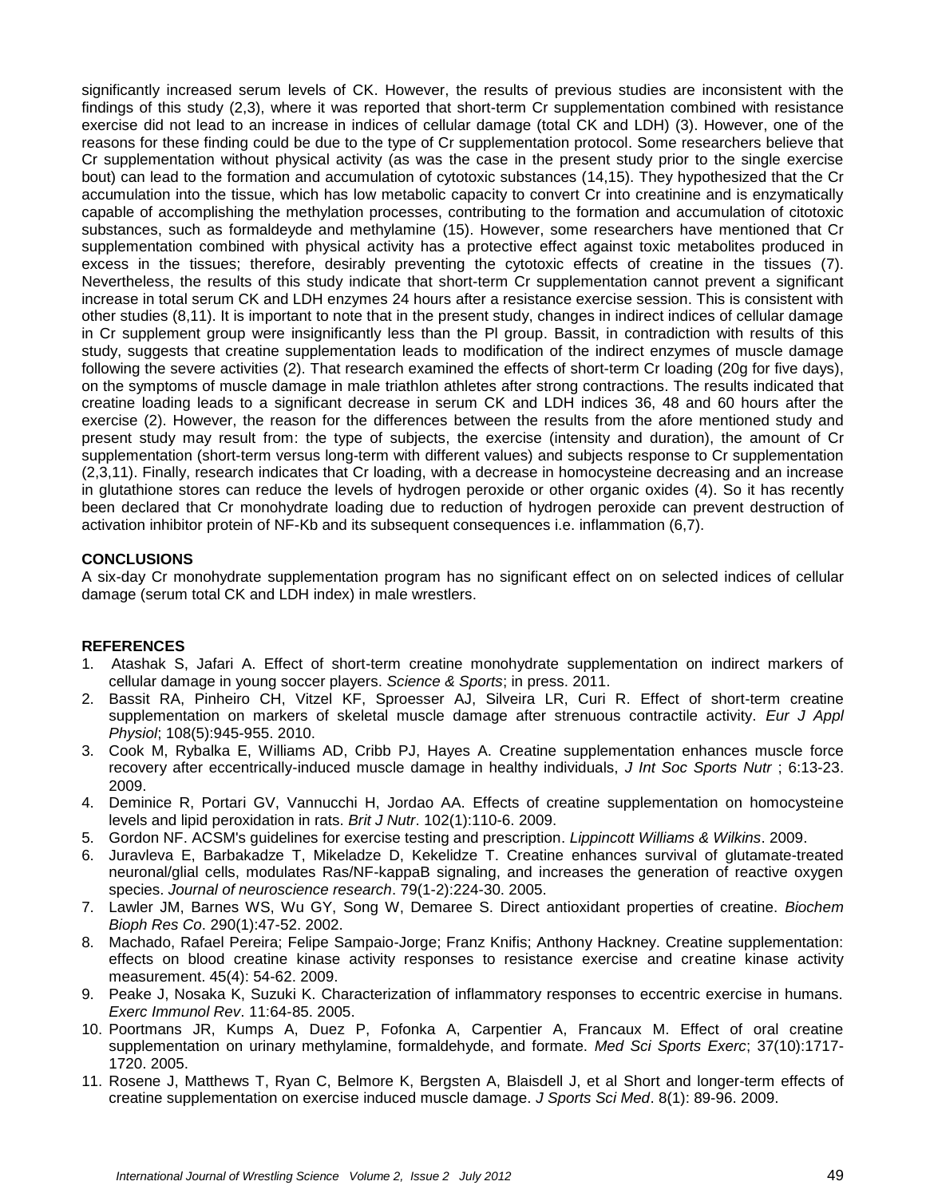significantly increased serum levels of CK. However, the results of previous studies are inconsistent with the findings of this study (2,3), where it was reported that short-term Cr supplementation combined with resistance exercise did not lead to an increase in indices of cellular damage (total CK and LDH) (3). However, one of the reasons for these finding could be due to the type of Cr supplementation protocol. Some researchers believe that Cr supplementation without physical activity (as was the case in the present study prior to the single exercise bout) can lead to the formation and accumulation of cytotoxic substances (14,15). They hypothesized that the Cr accumulation into the tissue, which has low metabolic capacity to convert Cr into creatinine and is enzymatically capable of accomplishing the methylation processes, contributing to the formation and accumulation of citotoxic substances, such as formaldeyde and methylamine (15). However, some researchers have mentioned that Cr supplementation combined with physical activity has a protective effect against toxic metabolites produced in excess in the tissues; therefore, desirably preventing the cytotoxic effects of creatine in the tissues (7). Nevertheless, the results of this study indicate that short-term Cr supplementation cannot prevent a significant increase in total serum CK and LDH enzymes 24 hours after a resistance exercise session. This is consistent with other studies (8,11). It is important to note that in the present study, changes in indirect indices of cellular damage in Cr supplement group were insignificantly less than the Pl group. Bassit, in contradiction with results of this study, suggests that creatine supplementation leads to modification of the indirect enzymes of muscle damage following the severe activities (2). That research examined the effects of short-term Cr loading (20g for five days), on the symptoms of muscle damage in male triathlon athletes after strong contractions. The results indicated that creatine loading leads to a significant decrease in serum CK and LDH indices 36, 48 and 60 hours after the exercise (2). However, the reason for the differences between the results from the afore mentioned study and present study may result from: the type of subjects, the exercise (intensity and duration), the amount of Cr supplementation (short-term versus long-term with different values) and subjects response to Cr supplementation (2,3,11). Finally, research indicates that Cr loading, with a decrease in homocysteine decreasing and an increase in glutathione stores can reduce the levels of hydrogen peroxide or other organic oxides (4). So it has recently been declared that Cr monohydrate loading due to reduction of hydrogen peroxide can prevent destruction of activation inhibitor protein of NF-Kb and its subsequent consequences i.e. inflammation (6,7).

## CONCLUSIONS

A six-day Cr monohydrate supplementation program has no significant effect on on selected indices of cellular damage (serum total CK and LDH index) in male wrestlers.

## REFERENCES

1. Atashak S, Jafari A. Effect of short-term creatine monohydrate supplementation on indirect markers of cellular damage in young soccer players. *Science & Sports*; in press. 2011.
2. Bassit RA, Pinheiro CH, Vitzel KF, Sproesser AJ, Silveira LR, Curi R. Effect of short-term creatine supplementation on markers of skeletal muscle damage after strenuous contractile activity. *Eur J Appl Physiol*; 108(5):945-955. 2010.
3. Cook M, Rybalka E, Williams AD, Cribb PJ, Hayes A. Creatine supplementation enhances muscle force recovery after eccentrically-induced muscle damage in healthy individuals, *J Int Soc Sports Nutr* ; 6:13-23. 2009.
4. Deminice R, Portari GV, Vannucchi H, Jordao AA. Effects of creatine supplementation on homocysteine levels and lipid peroxidation in rats. *Brit J Nutr*. 102(1):110-6. 2009.
5. Gordon NF. ACSM's guidelines for exercise testing and prescription. *Lippincott Williams & Wilkins*. 2009.
6. Juravleva E, Barbakadze T, Mikeladze D, Kekelidze T. Creatine enhances survival of glutamate-treated neuronal/glial cells, modulates Ras/NF-kappaB signaling, and increases the generation of reactive oxygen species. *Journal of neuroscience research*. 79(1-2):224-30. 2005.
7. Lawler JM, Barnes WS, Wu GY, Song W, Demaree S. Direct antioxidant properties of creatine. *Biochem Bioph Res Co*. 290(1):47-52. 2002.
8. Machado, Rafael Pereira; Felipe Sampaio-Jorge; Franz Knifis; Anthony Hackney. Creatine supplementation: effects on blood creatine kinase activity responses to resistance exercise and creatine kinase activity measurement. 45(4): 54-62. 2009.
9. Peake J, Nosaka K, Suzuki K. Characterization of inflammatory responses to eccentric exercise in humans. *Exerc Immunol Rev*. 11:64-85. 2005.
10. Poortmans JR, Kumps A, Duez P, Fofonka A, Carpentier A, Francaux M. Effect of oral creatine supplementation on urinary methylamine, formaldehyde, and formate. *Med Sci Sports Exerc*; 37(10):1717-1720. 2005.
11. Rosene J, Matthews T, Ryan C, Belmore K, Bergsten A, Blaisdell J, et al Short and longer-term effects of creatine supplementation on exercise induced muscle damage. *J Sports Sci Med*. 8(1): 89-96. 2009.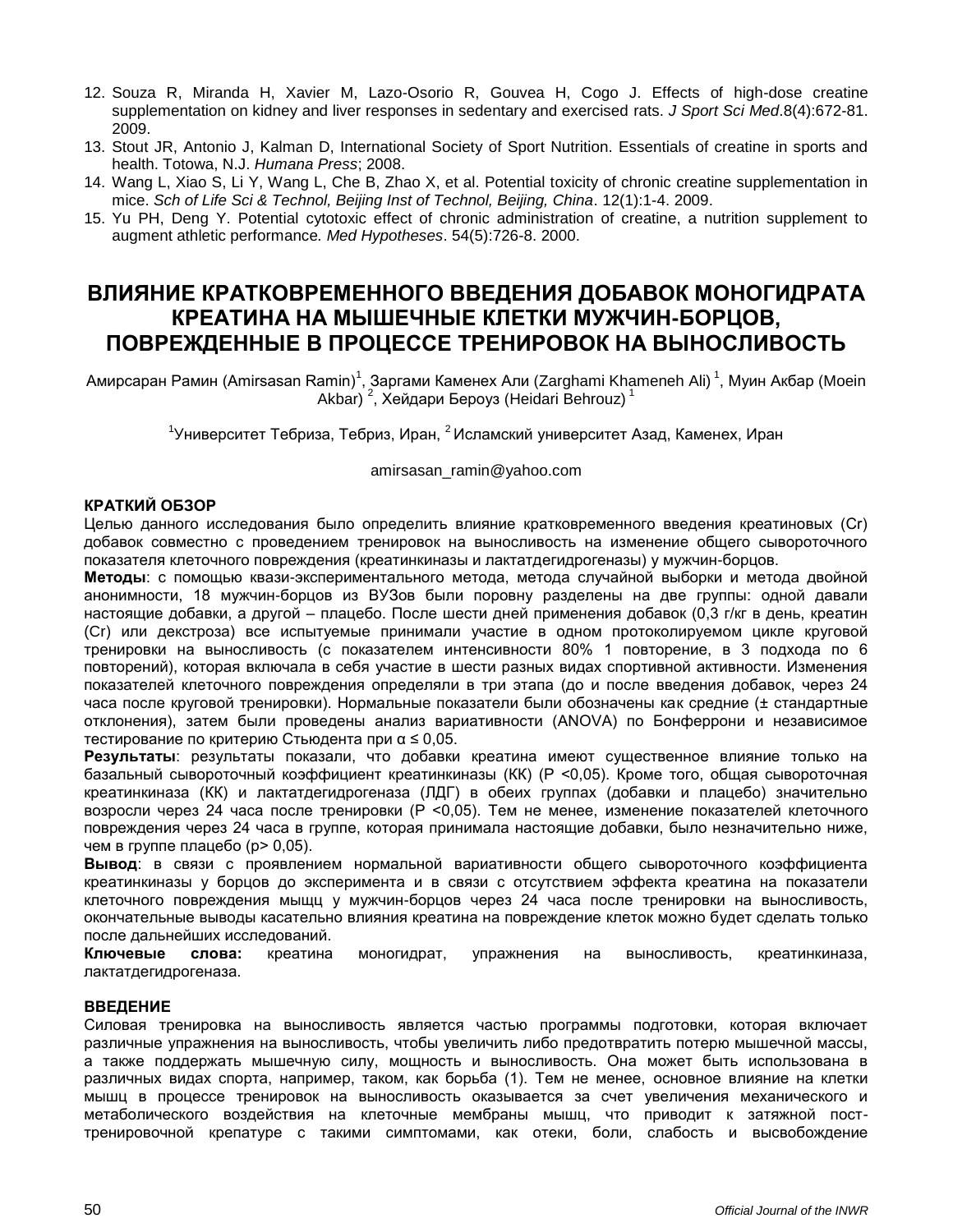12. Souza R, Miranda H, Xavier M, Lazo-Osorio R, Gouvea H, Cogo J. Effects of high-dose creatine supplementation on kidney and liver responses in sedentary and exercised rats. *J Sport Sci Med*.8(4):672-81. 2009.
13. Stout JR, Antonio J, Kalman D, International Society of Sport Nutrition. Essentials of creatine in sports and health. Totowa, N.J. *Humana Press*; 2008.
14. Wang L, Xiao S, Li Y, Wang L, Che B, Zhao X, et al. Potential toxicity of chronic creatine supplementation in mice. *Sch of Life Sci & Technol, Beijing Inst of Technol, Beijing, China*. 12(1):1-4. 2009.
15. Yu PH, Deng Y. Potential cytotoxic effect of chronic administration of creatine, a nutrition supplement to augment athletic performance. *Med Hypotheses*. 54(5):726-8. 2000.

# ВЛИЯНИЕ КРАТКОВРЕМЕННОГО ВВЕДЕНИЯ ДОБАВОК МОНОГИДРАТА КРЕАТИНА НА МЫШЕЧНЫЕ КЛЕТКИ МУЖЧИН-БОРЦОВ, ПОВРЕЖДЕННЫЕ В ПРОЦЕССЕ ТРЕНИРОВОК НА ВЫНОСЛИВОСТЬ

Амирсаран Рамин (Amirsasan Ramin)[1], Заргами Каменех Али (Zarghami Khameneh Ali)[1], Муин Акбар (Moein Akbar)[2], Хейдари Бероуз (Heidari Behrouz)[1]

[1]Университет Тебриза, Тебриз, Иран, [2]Исламский университет Азад, Каменех, Иран

amirsasan_ramin@yahoo.com

**КРАТКИЙ ОБЗОР**

Целью данного исследования было определить влияние кратковременного введения креатиновых (Cr) добавок совместно с проведением тренировок на выносливость на изменение общего сывороточного показателя клеточного повреждения (креатинкиназы и лактатдегидрогеназы) у мужчин-борцов.

**Методы**: с помощью квази-экспериментального метода, метода случайной выборки и метода двойной анонимности, 18 мужчин-борцов из ВУЗов были поровну разделены на две группы: одной давали настоящие добавки, а другой – плацебо. После шести дней применения добавок (0,3 г/кг в день, креатин (Cr) или декстроза) все испытуемые принимали участие в одном протоколируемом цикле круговой тренировки на выносливость (с показателем интенсивности 80% 1 повторение, в 3 подхода по 6 повторений), которая включала в себя участие в шести разных видах спортивной активности. Изменения показателей клеточного повреждения определяли в три этапа (до и после введения добавок, через 24 часа после круговой тренировки). Нормальные показатели были обозначены как средние (± стандартные отклонения), затем были проведены анализ вариативности (ANOVA) по Бонферрони и независимое тестирование по критерию Стьюдента при $\alpha \leq 0,05$.

**Результаты**: результаты показали, что добавки креатина имеют существенное влияние только на базальный сывороточный коэффициент креатинкиназы (КК) ($P < 0,05$). Кроме того, общая сывороточная креатинкиназа (КК) и лактатдегидрогеназа (ЛДГ) в обеих группах (добавки и плацебо) значительно возросли через 24 часа после тренировки ($P < 0,05$). Тем не менее, изменение показателей клеточного повреждения через 24 часа в группе, которая принимала настоящие добавки, было незначительно ниже, чем в группе плацебо ($p > 0,05$).

**Вывод**: в связи с проявлением нормальной вариативности общего сывороточного коэффициента креатинкиназы у борцов до эксперимента и в связи с отсутствием эффекта креатина на показатели клеточного повреждения мышц у мужчин-борцов через 24 часа после тренировки на выносливость, окончательные выводы касательно влияния креатина на повреждение клеток можно будет сделать только после дальнейших исследований.

**Ключевые слова:** креатина моногидрат, упражнения на выносливость, креатинкиназа, лактатдегидрогеназа.

**ВВЕДЕНИЕ**

Силовая тренировка на выносливость является частью программы подготовки, которая включает различные упражнения на выносливость, чтобы увеличить либо предотвратить потерю мышечной массы, а также поддержать мышечную силу, мощность и выносливость. Она может быть использована в различных видах спорта, например, таком, как борьба (1). Тем не менее, основное влияние на клетки мышц в процессе тренировок на выносливость оказывается за счет увеличения механического и метаболического воздействия на клеточные мембраны мышц, что приводит к затяжной пост-тренировочной крепатуре с такими симптомами, как отеки, боли, слабость и высвобождение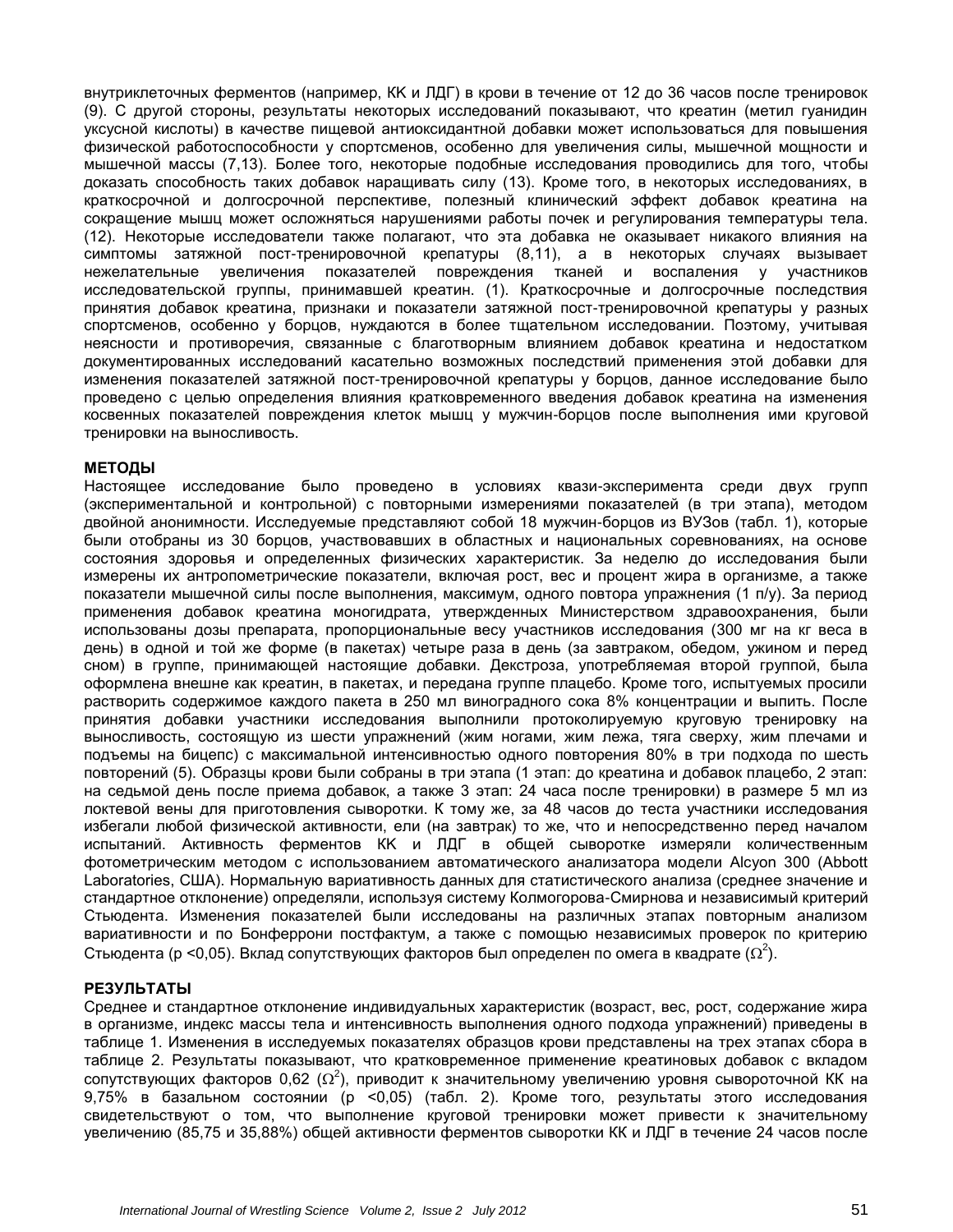внутриклеточных ферментов (например, КК и ЛДГ) в крови в течение от 12 до 36 часов после тренировок (9). С другой стороны, результаты некоторых исследований показывают, что креатин (метил гуанидин уксусной кислоты) в качестве пищевой антиоксидантной добавки может использоваться для повышения физической работоспособности у спортсменов, особенно для увеличения силы, мышечной мощности и мышечной массы (7,13). Более того, некоторые подобные исследования проводились для того, чтобы доказать способность таких добавок наращивать силу (13). Кроме того, в некоторых исследованиях, в краткосрочной и долгосрочной перспективе, полезный клинический эффект добавок креатина на сокращение мышц может осложняться нарушениями работы почек и регулирования температуры тела. (12). Некоторые исследователи также полагают, что эта добавка не оказывает никакого влияния на симптомы затяжной пост-тренировочной крепатуры (8,11), а в некоторых случаях вызывает нежелательные увеличения показателей повреждения тканей и воспаления у участников исследовательской группы, принимавшей креатин. (1). Краткосрочные и долгосрочные последствия принятия добавок креатина, признаки и показатели затяжной пост-тренировочной крепатуры у разных спортсменов, особенно у борцов, нуждаются в более тщательном исследовании. Поэтому, учитывая неясности и противоречия, связанные с благотворным влиянием добавок креатина и недостатком документированных исследований касательно возможных последствий применения этой добавки для изменения показателей затяжной пост-тренировочной крепатуры у борцов, данное исследование было проведено с целью определения влияния кратковременного введения добавок креатина на изменения косвенных показателей повреждения клеток мышц у мужчин-борцов после выполнения ими круговой тренировки на выносливость.

## МЕТОДЫ

Настоящее исследование было проведено в условиях квази-эксперимента среди двух групп (экспериментальной и контрольной) с повторными измерениями показателей (в три этапа), методом двойной анонимности. Исследуемые представляют собой 18 мужчин-борцов из ВУЗов (табл. 1), которые были отобраны из 30 борцов, участвовавших в областных и национальных соревнованиях, на основе состояния здоровья и определенных физических характеристик. За неделю до исследования были измерены их антропометрические показатели, включая рост, вес и процент жира в организме, а также показатели мышечной силы после выполнения, максимум, одного повтора упражнения (1 п/у). За период применения добавок креатина моногидрата, утвержденных Министерством здравоохранения, были использованы дозы препарата, пропорциональные весу участников исследования (300 мг на кг веса в день) в одной и той же форме (в пакетах) четыре раза в день (за завтраком, обедом, ужином и перед сном) в группе, принимающей настоящие добавки. Декстроза, употребляемая второй группой, была оформлена внешне как креатин, в пакетах, и передана группе плацебо. Кроме того, испытуемых просили растворить содержимое каждого пакета в 250 мл виноградного сока 8% концентрации и выпить. После принятия добавки участники исследования выполнили протоколируемую круговую тренировку на выносливость, состоящую из шести упражнений (жим ногами, жим лежа, тяга сверху, жим плечами и подъемы на бицепс) с максимальной интенсивностью одного повторения 80% в три подхода по шесть повторений (5). Образцы крови были собраны в три этапа (1 этап: до креатина и добавок плацебо, 2 этап: на седьмой день после приема добавок, а также 3 этап: 24 часа после тренировки) в размере 5 мл из локтевой вены для приготовления сыворотки. К тому же, за 48 часов до теста участники исследования избегали любой физической активности, ели (на завтрак) то же, что и непосредственно перед началом испытаний. Активность ферментов КК и ЛДГ в общей сыворотке измеряли количественным фотометрическим методом с использованием автоматического анализатора модели Alcyon 300 (Abbott Laboratories, США). Нормальную вариативность данных для статистического анализа (среднее значение и стандартное отклонение) определяли, используя систему Колмогорова-Смирнова и независимый критерий Стьюдента. Изменения показателей были исследованы на различных этапах повторным анализом вариативности и по Бонферрони постфактум, а также с помощью независимых проверок по критерию Стьюдента ($p < 0{,}05$). Вклад сопутствующих факторов был определен по омега в квадрате ($\Omega^2$).

## РЕЗУЛЬТАТЫ

Среднее и стандартное отклонение индивидуальных характеристик (возраст, вес, рост, содержание жира в организме, индекс массы тела и интенсивность выполнения одного подхода упражнений) приведены в таблице 1. Изменения в исследуемых показателях образцов крови представлены на трех этапах сбора в таблице 2. Результаты показывают, что кратковременное применение креатиновых добавок с вкладом сопутствующих факторов 0,62 ($\Omega^2$), приводит к значительному увеличению уровня сывороточной КК на 9,75% в базальном состоянии ($p < 0{,}05$) (табл. 2). Кроме того, результаты этого исследования свидетельствуют о том, что выполнение круговой тренировки может привести к значительному увеличению (85,75 и 35,88%) общей активности ферментов сыворотки КК и ЛДГ в течение 24 часов после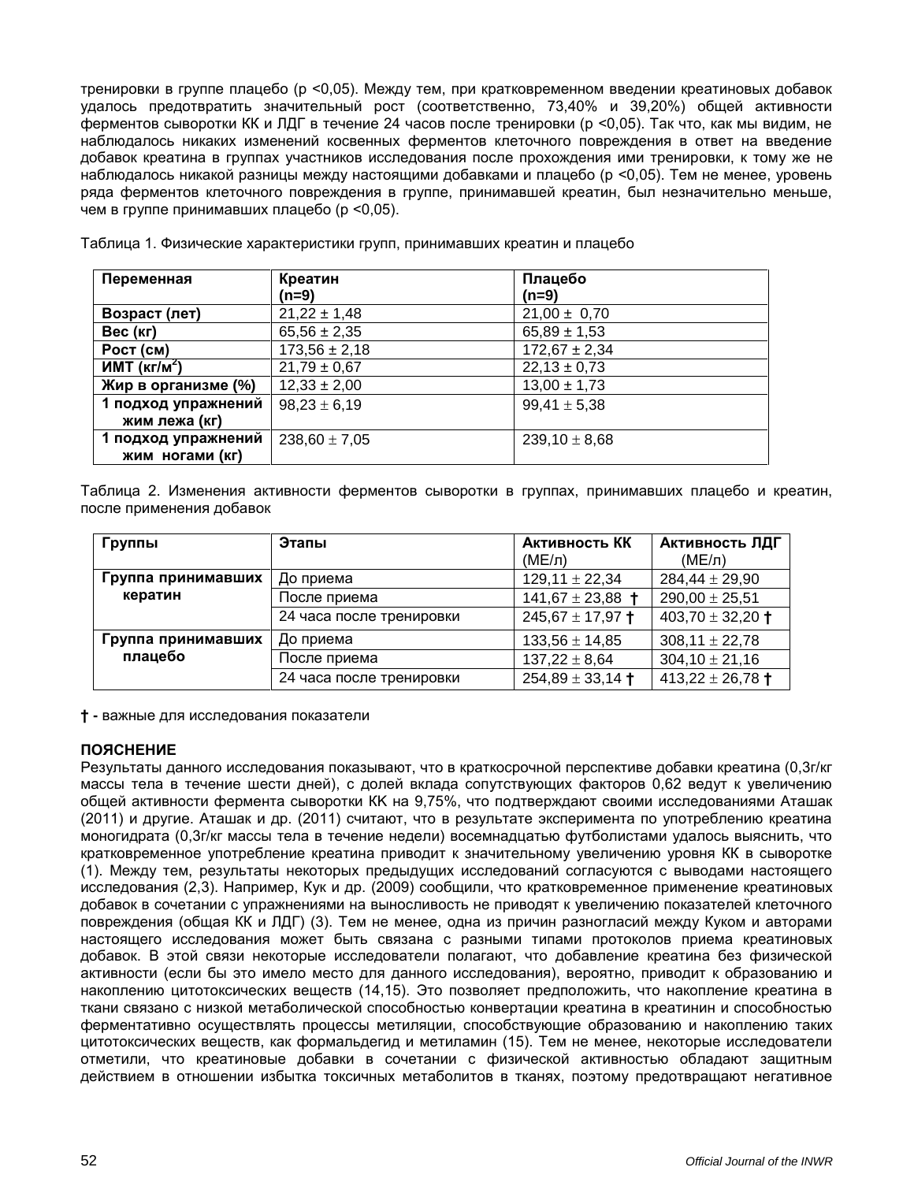тренировки в группе плацебо ($p < 0,05$). Между тем, при кратковременном введении креатиновых добавок удалось предотвратить значительный рост (соответственно, 73,40% и 39,20%) общей активности ферментов сыворотки КК и ЛДГ в течение 24 часов после тренировки ($p < 0,05$). Так что, как мы видим, не наблюдалось никаких изменений косвенных ферментов клеточного повреждения в ответ на введение добавок креатина в группах участников исследования после прохождения ими тренировки, к тому же не наблюдалось никакой разницы между настоящими добавками и плацебо ($p < 0,05$). Тем не менее, уровень ряда ферментов клеточного повреждения в группе, принимавшей креатин, был незначительно меньше, чем в группе принимавших плацебо ($p < 0,05$).

Таблица 1. Физические характеристики групп, принимавших креатин и плацебо

| **Переменная** | **Креатин (n=9)** | **Плацебо (n=9)** |
|---|---|---|
| **Возраст (лет)** | 21,22 ± 1,48 | 21,00 ± 0,70 |
| **Вес (кг)** | 65,56 ± 2,35 | 65,89 ± 1,53 |
| **Рост (см)** | 173,56 ± 2,18 | 172,67 ± 2,34 |
| **ИМТ (кг/м$^2$)** | 21,79 ± 0,67 | 22,13 ± 0,73 |
| **Жир в организме (%)** | 12,33 ± 2,00 | 13,00 ± 1,73 |
| **1 подход упражнений жим лежа (кг)** | 98,23 ± 6,19 | 99,41 ± 5,38 |
| **1 подход упражнений жим ногами (кг)** | 238,60 ± 7,05 | 239,10 ± 8,68 |

Таблица 2. Изменения активности ферментов сыворотки в группах, принимавших плацебо и креатин, после применения добавок

| **Группы** | **Этапы** | **Активность КК** (МЕ/л) | **Активность ЛДГ** (МЕ/л) |
|---|---|---|---|
| **Группа принимавших кератин** | До приема | 129,11 ± 22,34 | 284,44 ± 29,90 |
| | После приема | 141,67 ± 23,88 † | 290,00 ± 25,51 |
| | 24 часа после тренировки | 245,67 ± 17,97 † | 403,70 ± 32,20 † |
| **Группа принимавших плацебо** | До приема | 133,56 ± 14,85 | 308,11 ± 22,78 |
| | После приема | 137,22 ± 8,64 | 304,10 ± 21,16 |
| | 24 часа после тренировки | 254,89 ± 33,14 † | 413,22 ± 26,78 † |

**†** - важные для исследования показатели

**ПОЯСНЕНИЕ**

Результаты данного исследования показывают, что в краткосрочной перспективе добавки креатина (0,3г/кг массы тела в течение шести дней), с долей вклада сопутствующих факторов 0,62 ведут к увеличению общей активности фермента сыворотки КК на 9,75%, что подтверждают своими исследованиями Аташак (2011) и другие. Аташак и др. (2011) считают, что в результате эксперимента по употреблению креатина моногидрата (0,3г/кг массы тела в течение недели) восемнадцатью футболистами удалось выяснить, что кратковременное употребление креатина приводит к значительному увеличению уровня КК в сыворотке (1). Между тем, результаты некоторых предыдущих исследований согласуются с выводами настоящего исследования (2,3). Например, Кук и др. (2009) сообщили, что кратковременное применение креатиновых добавок в сочетании с упражнениями на выносливость не приводят к увеличению показателей клеточного повреждения (общая КК и ЛДГ) (3). Тем не менее, одна из причин разногласий между Куком и авторами настоящего исследования может быть связана с разными типами протоколов приема креатиновых добавок. В этой связи некоторые исследователи полагают, что добавление креатина без физической активности (если бы это имело место для данного исследования), вероятно, приводит к образованию и накоплению цитотоксических веществ (14,15). Это позволяет предположить, что накопление креатина в ткани связано с низкой метаболической способностью конвертации креатина в креатинин и способностью ферментативно осуществлять процессы метиляции, способствующие образованию и накоплению таких цитотоксических веществ, как формальдегид и метиламин (15). Тем не менее, некоторые исследователи отметили, что креатиновые добавки в сочетании с физической активностью обладают защитным действием в отношении избытка токсичных метаболитов в тканях, поэтому предотвращают негативное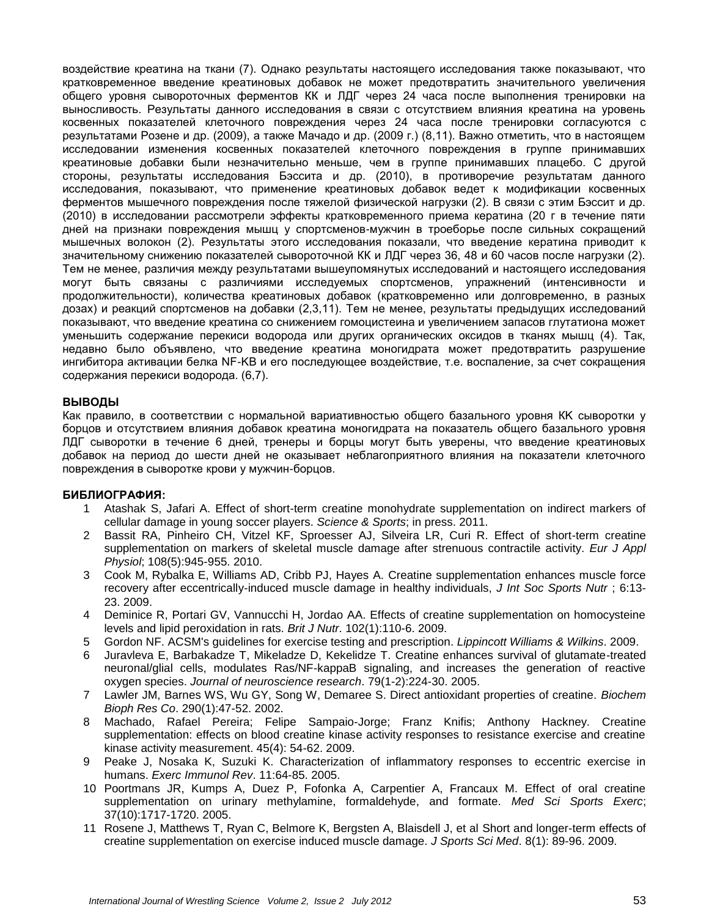воздействие креатина на ткани (7). Однако результаты настоящего исследования также показывают, что кратковременное введение креатиновых добавок не может предотвратить значительного увеличения общего уровня сывороточных ферментов КК и ЛДГ через 24 часа после выполнения тренировки на выносливость. Результаты данного исследования в связи с отсутствием влияния креатина на уровень косвенных показателей клеточного повреждения через 24 часа после тренировки согласуются с результатами Розене и др. (2009), а также Мачадо и др. (2009 г.) (8,11). Важно отметить, что в настоящем исследовании изменения косвенных показателей клеточного повреждения в группе принимавших креатиновые добавки были незначительно меньше, чем в группе принимавших плацебо. С другой стороны, результаты исследования Бэссита и др. (2010), в противоречие результатам данного исследования, показывают, что применение креатиновых добавок ведет к модификации косвенных ферментов мышечного повреждения после тяжелой физической нагрузки (2). В связи с этим Бэссит и др. (2010) в исследовании рассмотрели эффекты кратковременного приема кератина (20 г в течение пяти дней на признаки повреждения мышц у спортсменов-мужчин в троеборье после сильных сокращений мышечных волокон (2). Результаты этого исследования показали, что введение кератина приводит к значительному снижению показателей сывороточной КК и ЛДГ через 36, 48 и 60 часов после нагрузки (2). Тем не менее, различия между результатами вышеупомянутых исследований и настоящего исследования могут быть связаны с различиями исследуемых спортсменов, упражнений (интенсивности и продолжительности), количества креатиновых добавок (кратковременно или долговременно, в разных дозах) и реакций спортсменов на добавки (2,3,11). Тем не менее, результаты предыдущих исследований показывают, что введение креатина со снижением гомоцистеина и увеличением запасов глутатиона может уменьшить содержание перекиси водорода или других органических оксидов в тканях мышц (4). Так, недавно было объявлено, что введение креатина моногидрата может предотвратить разрушение ингибитора активации белка NF-KB и его последующее воздействие, т.е. воспаление, за счет сокращения содержания перекиси водорода. (6,7).

## ВЫВОДЫ

Как правило, в соответствии с нормальной вариативностью общего базального уровня КК сыворотки у борцов и отсутствием влияния добавок креатина моногидрата на показатель общего базального уровня ЛДГ сыворотки в течение 6 дней, тренеры и борцы могут быть уверены, что введение креатиновых добавок на период до шести дней не оказывает неблагоприятного влияния на показатели клеточного повреждения в сыворотке крови у мужчин-борцов.

## БИБЛИОГРАФИЯ:

1. Atashak S, Jafari A. Effect of short-term creatine monohydrate supplementation on indirect markers of cellular damage in young soccer players. *Science & Sports*; in press. 2011.
2. Bassit RA, Pinheiro CH, Vitzel KF, Sproesser AJ, Silveira LR, Curi R. Effect of short-term creatine supplementation on markers of skeletal muscle damage after strenuous contractile activity. *Eur J Appl Physiol*; 108(5):945-955. 2010.
3. Cook M, Rybalka E, Williams AD, Cribb PJ, Hayes A. Creatine supplementation enhances muscle force recovery after eccentrically-induced muscle damage in healthy individuals, *J Int Soc Sports Nutr* ; 6:13-23. 2009.
4. Deminice R, Portari GV, Vannucchi H, Jordao AA. Effects of creatine supplementation on homocysteine levels and lipid peroxidation in rats. *Brit J Nutr*. 102(1):110-6. 2009.
5. Gordon NF. ACSM's guidelines for exercise testing and prescription. *Lippincott Williams & Wilkins*. 2009.
6. Juravleva E, Barbakadze T, Mikeladze D, Kekelidze T. Creatine enhances survival of glutamate-treated neuronal/glial cells, modulates Ras/NF-kappaB signaling, and increases the generation of reactive oxygen species. *Journal of neuroscience research*. 79(1-2):224-30. 2005.
7. Lawler JM, Barnes WS, Wu GY, Song W, Demaree S. Direct antioxidant properties of creatine. *Biochem Bioph Res Co*. 290(1):47-52. 2002.
8. Machado, Rafael Pereira; Felipe Sampaio-Jorge; Franz Knifis; Anthony Hackney. Creatine supplementation: effects on blood creatine kinase activity responses to resistance exercise and creatine kinase activity measurement. 45(4): 54-62. 2009.
9. Peake J, Nosaka K, Suzuki K. Characterization of inflammatory responses to eccentric exercise in humans. *Exerc Immunol Rev*. 11:64-85. 2005.
10. Poortmans JR, Kumps A, Duez P, Fofonka A, Carpentier A, Francaux M. Effect of oral creatine supplementation on urinary methylamine, formaldehyde, and formate. *Med Sci Sports Exerc*; 37(10):1717-1720. 2005.
11. Rosene J, Matthews T, Ryan C, Belmore K, Bergsten A, Blaisdell J, et al Short and longer-term effects of creatine supplementation on exercise induced muscle damage. *J Sports Sci Med*. 8(1): 89-96. 2009.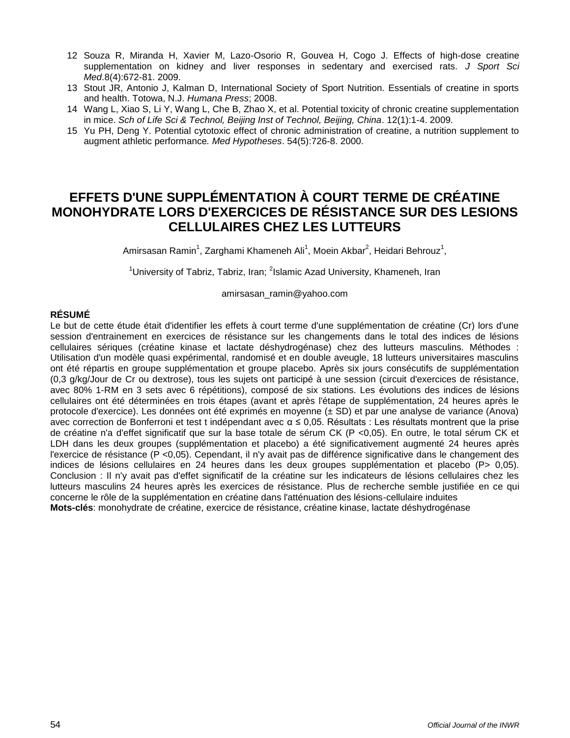12 Souza R, Miranda H, Xavier M, Lazo-Osorio R, Gouvea H, Cogo J. Effects of high-dose creatine supplementation on kidney and liver responses in sedentary and exercised rats. *J Sport Sci Med*.8(4):672-81. 2009.

13 Stout JR, Antonio J, Kalman D, International Society of Sport Nutrition. Essentials of creatine in sports and health. Totowa, N.J. *Humana Press*; 2008.

14 Wang L, Xiao S, Li Y, Wang L, Che B, Zhao X, et al. Potential toxicity of chronic creatine supplementation in mice. *Sch of Life Sci & Technol, Beijing Inst of Technol, Beijing, China*. 12(1):1-4. 2009.

15 Yu PH, Deng Y. Potential cytotoxic effect of chronic administration of creatine, a nutrition supplement to augment athletic performance. *Med Hypotheses*. 54(5):726-8. 2000.

# EFFETS D'UNE SUPPLÉMENTATION À COURT TERME DE CRÉATINE MONOHYDRATE LORS D'EXERCICES DE RÉSISTANCE SUR DES LESIONS CELLULAIRES CHEZ LES LUTTEURS

Amirsasan Ramin[1], Zarghami Khameneh Ali[1], Moein Akbar[2], Heidari Behrouz[1],

[1]University of Tabriz, Tabriz, Iran; [2]Islamic Azad University, Khameneh, Iran

amirsasan_ramin@yahoo.com

**RÉSUMÉ**

Le but de cette étude était d'identifier les effets à court terme d'une supplémentation de créatine (Cr) lors d'une session d'entrainement en exercices de résistance sur les changements dans le total des indices de lésions cellulaires sériques (créatine kinase et lactate déshydrogénase) chez des lutteurs masculins. Méthodes : Utilisation d'un modèle quasi expérimental, randomisé et en double aveugle, 18 lutteurs universitaires masculins ont été répartis en groupe supplémentation et groupe placebo. Après six jours consécutifs de supplémentation (0,3 g/kg/Jour de Cr ou dextrose), tous les sujets ont participé à une session (circuit d'exercices de résistance, avec 80% 1-RM en 3 sets avec 6 répétitions), composé de six stations. Les évolutions des indices de lésions cellulaires ont été déterminées en trois étapes (avant et après l'étape de supplémentation, 24 heures après le protocole d'exercice). Les données ont été exprimés en moyenne (± SD) et par une analyse de variance (Anova) avec correction de Bonferroni et test t indépendant avec $\alpha \leq 0,05$. Résultats : Les résultats montrent que la prise de créatine n'a d'effet significatif que sur la base totale de sérum CK ($P < 0,05$). En outre, le total sérum CK et LDH dans les deux groupes (supplémentation et placebo) a été significativement augmenté 24 heures après l'exercice de résistance ($P < 0,05$). Cependant, il n'y avait pas de différence significative dans le changement des indices de lésions cellulaires en 24 heures dans les deux groupes supplémentation et placebo ($P > 0,05$). Conclusion : Il n'y avait pas d'effet significatif de la créatine sur les indicateurs de lésions cellulaires chez les lutteurs masculins 24 heures après les exercices de résistance. Plus de recherche semble justifiée en ce qui concerne le rôle de la supplémentation en créatine dans l'atténuation des lésions-cellulaire induites

**Mots-clés**: monohydrate de créatine, exercice de résistance, créatine kinase, lactate déshydrogénase